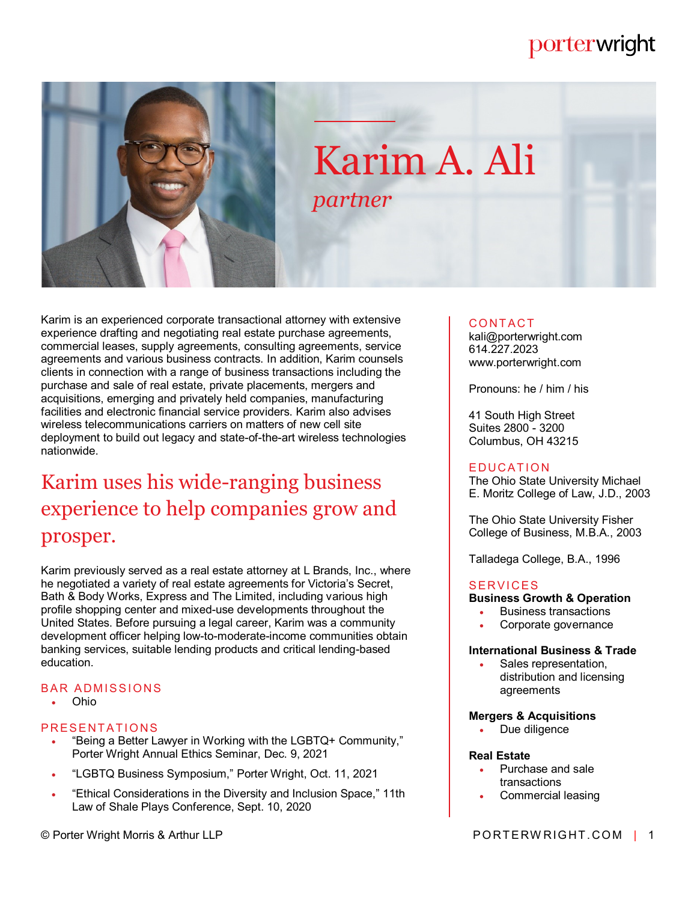# Karim A. Ali

*partner*

Karim is an experienced corporate transactional attorney with extensive experience drafting and negotiating real estate purchase agreements, commercial leases, supply agreements, consulting agreements, service agreements and various business contracts. In addition, Karim counsels clients in connection with a range of business transactions including the purchase and sale of real estate, private placements, mergers and acquisitions, emerging and privately held companies, manufacturing facilities and electronic financial service providers. Karim also advises wireless telecommunications carriers on matters of new cell site deployment to build out legacy and state-of-the-art wireless technologies nationwide.

## Karim uses his wide-ranging business experience to help companies grow and prosper.

Karim previously served as a real estate attorney at L Brands, Inc., where he negotiated a variety of real estate agreements for Victoria's Secret, Bath & Body Works, Express and The Limited, including various high profile shopping center and mixed-use developments throughout the United States. Before pursuing a legal career, Karim was a community development officer helping low-to-moderate-income communities obtain banking services, suitable lending products and critical lending-based education.

### BAR ADMISSIONS

- Ohio

### PRESENTATIONS

- "Being a Better Lawyer in Working with the LGBTQ+ Community," Porter Wright Annual Ethics Seminar, Dec. 9, 2021
- "LGBTQ Business Symposium," Porter Wright, Oct. 11, 2021
- "Ethical Considerations in the Diversity and Inclusion Space," 11th Law of Shale Plays Conference, Sept. 10, 2020

### CONTACT

kali@porterwright.com
614.227.2023
www.porterwright.com

Pronouns: he / him / his

41 South High Street
Suites 2800 - 3200
Columbus, OH 43215

### EDUCATION

The Ohio State University Michael E. Moritz College of Law, J.D., 2003

The Ohio State University Fisher College of Business, M.B.A., 2003

Talladega College, B.A., 1996

### SERVICES

**Business Growth & Operation**

- Business transactions
- Corporate governance

**International Business & Trade**

- Sales representation, distribution and licensing agreements

**Mergers & Acquisitions**

- Due diligence

**Real Estate**

- Purchase and sale transactions
- Commercial leasing

© Porter Wright Morris & Arthur LLP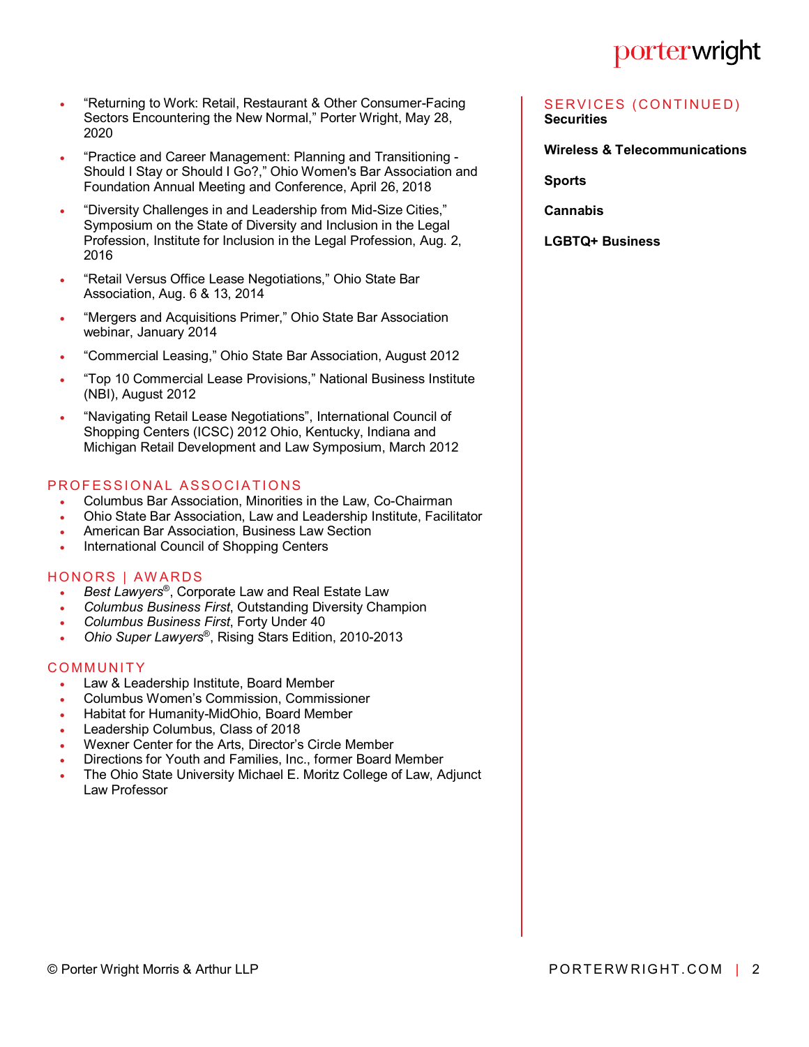- “Returning to Work: Retail, Restaurant & Other Consumer-Facing Sectors Encountering the New Normal,” Porter Wright, May 28, 2020
- “Practice and Career Management: Planning and Transitioning - Should I Stay or Should I Go?,” Ohio Women's Bar Association and Foundation Annual Meeting and Conference, April 26, 2018
- “Diversity Challenges in and Leadership from Mid-Size Cities,” Symposium on the State of Diversity and Inclusion in the Legal Profession, Institute for Inclusion in the Legal Profession, Aug. 2, 2016
- “Retail Versus Office Lease Negotiations,” Ohio State Bar Association, Aug. 6 & 13, 2014
- “Mergers and Acquisitions Primer,” Ohio State Bar Association webinar, January 2014
- “Commercial Leasing,” Ohio State Bar Association, August 2012
- “Top 10 Commercial Lease Provisions,” National Business Institute (NBI), August 2012
- “Navigating Retail Lease Negotiations”, International Council of Shopping Centers (ICSC) 2012 Ohio, Kentucky, Indiana and Michigan Retail Development and Law Symposium, March 2012

## PROFESSIONAL ASSOCIATIONS

- Columbus Bar Association, Minorities in the Law, Co-Chairman
- Ohio State Bar Association, Law and Leadership Institute, Facilitator
- American Bar Association, Business Law Section
- International Council of Shopping Centers

## HONORS | AWARDS

- *Best Lawyers®*, Corporate Law and Real Estate Law
- *Columbus Business First*, Outstanding Diversity Champion
- *Columbus Business First*, Forty Under 40
- *Ohio Super Lawyers®*, Rising Stars Edition, 2010-2013

## COMMUNITY

- Law & Leadership Institute, Board Member
- Columbus Women’s Commission, Commissioner
- Habitat for Humanity-MidOhio, Board Member
- Leadership Columbus, Class of 2018
- Wexner Center for the Arts, Director’s Circle Member
- Directions for Youth and Families, Inc., former Board Member
- The Ohio State University Michael E. Moritz College of Law, Adjunct Law Professor

## SERVICES (CONTINUED)

**Securities**

**Wireless & Telecommunications**

**Sports**

**Cannabis**

**LGBTQ+ Business**